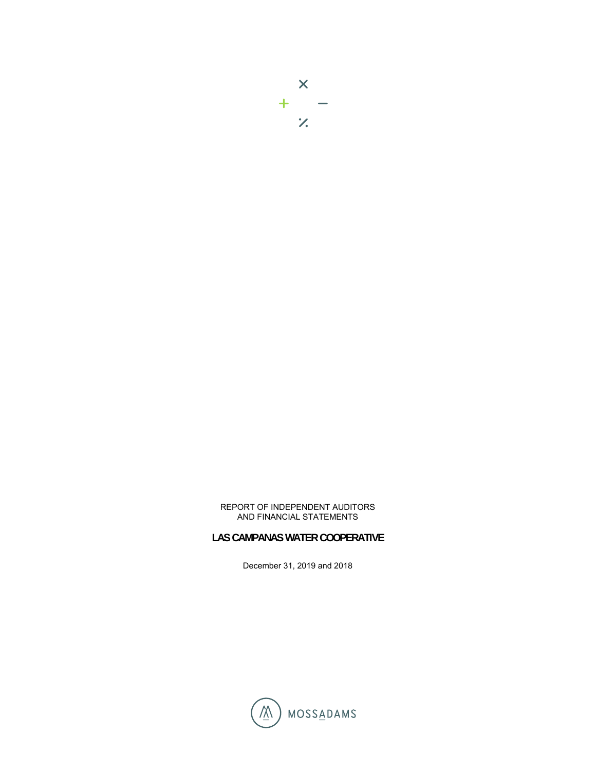REPORT OF INDEPENDENT AUDITORS
AND FINANCIAL STATEMENTS

# LAS CAMPANAS WATER COOPERATIVE

December 31, 2019 and 2018

MOSSADAMS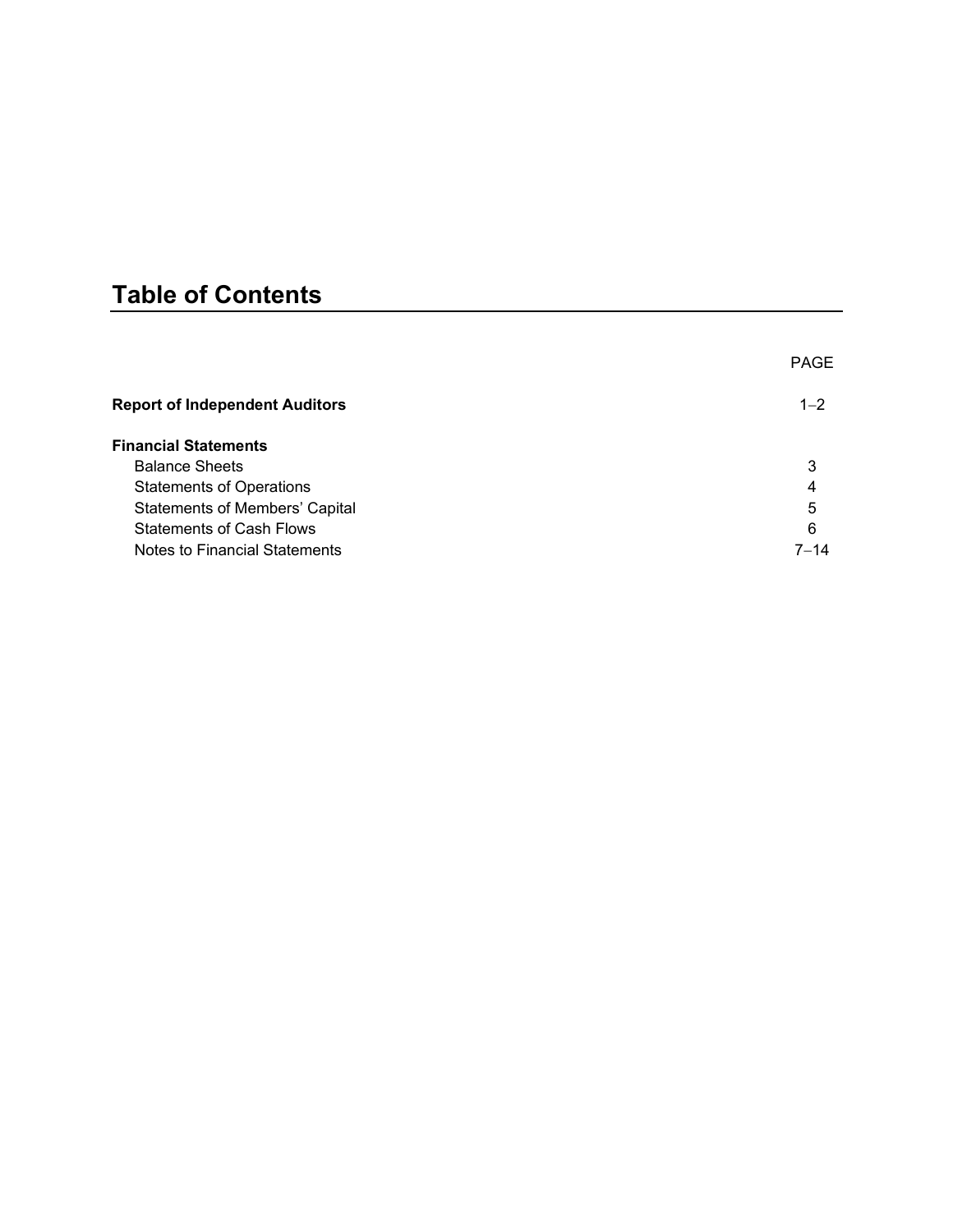# Table of Contents

| | PAGE |
|---|---|
| **Report of Independent Auditors** | 1–2 |
| **Financial Statements** | |
| Balance Sheets | 3 |
| Statements of Operations | 4 |
| Statements of Members' Capital | 5 |
| Statements of Cash Flows | 6 |
| Notes to Financial Statements | 7–14 |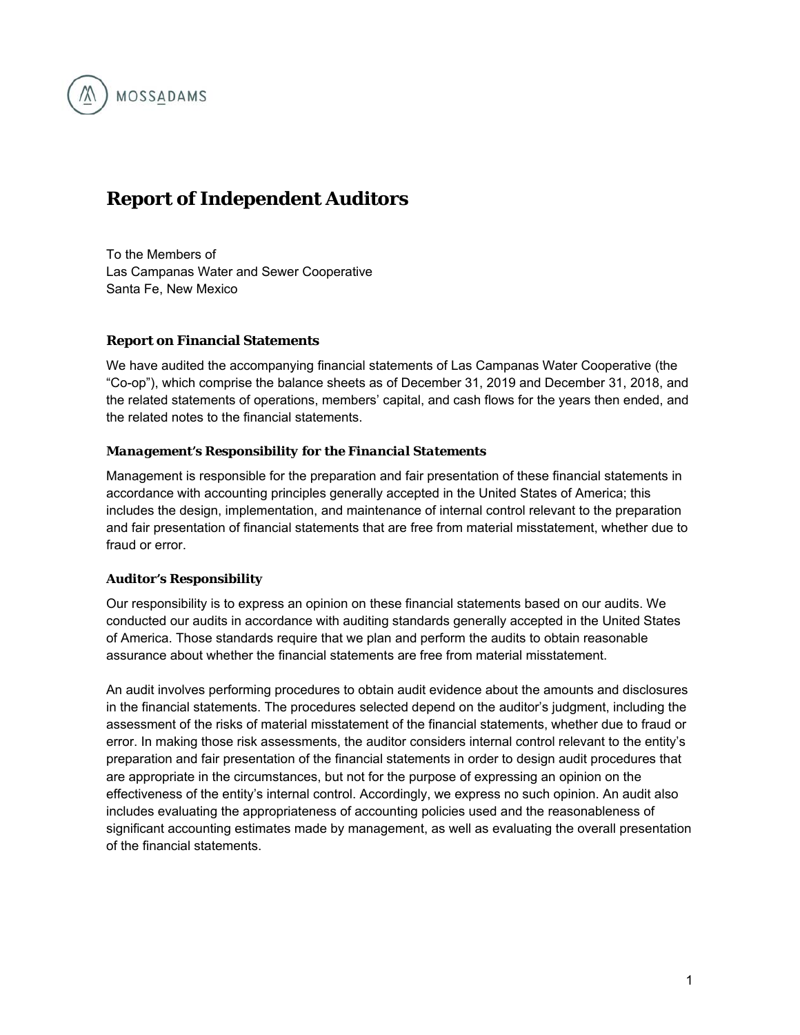MOSSADAMS

# Report of Independent Auditors

To the Members of
Las Campanas Water and Sewer Cooperative
Santa Fe, New Mexico

## Report on Financial Statements

We have audited the accompanying financial statements of Las Campanas Water Cooperative (the "Co-op"), which comprise the balance sheets as of December 31, 2019 and December 31, 2018, and the related statements of operations, members' capital, and cash flows for the years then ended, and the related notes to the financial statements.

### *Management's Responsibility for the Financial Statements*

Management is responsible for the preparation and fair presentation of these financial statements in accordance with accounting principles generally accepted in the United States of America; this includes the design, implementation, and maintenance of internal control relevant to the preparation and fair presentation of financial statements that are free from material misstatement, whether due to fraud or error.

### Auditor's Responsibility

Our responsibility is to express an opinion on these financial statements based on our audits. We conducted our audits in accordance with auditing standards generally accepted in the United States of America. Those standards require that we plan and perform the audits to obtain reasonable assurance about whether the financial statements are free from material misstatement.

An audit involves performing procedures to obtain audit evidence about the amounts and disclosures in the financial statements. The procedures selected depend on the auditor's judgment, including the assessment of the risks of material misstatement of the financial statements, whether due to fraud or error. In making those risk assessments, the auditor considers internal control relevant to the entity's preparation and fair presentation of the financial statements in order to design audit procedures that are appropriate in the circumstances, but not for the purpose of expressing an opinion on the effectiveness of the entity's internal control. Accordingly, we express no such opinion. An audit also includes evaluating the appropriateness of accounting policies used and the reasonableness of significant accounting estimates made by management, as well as evaluating the overall presentation of the financial statements.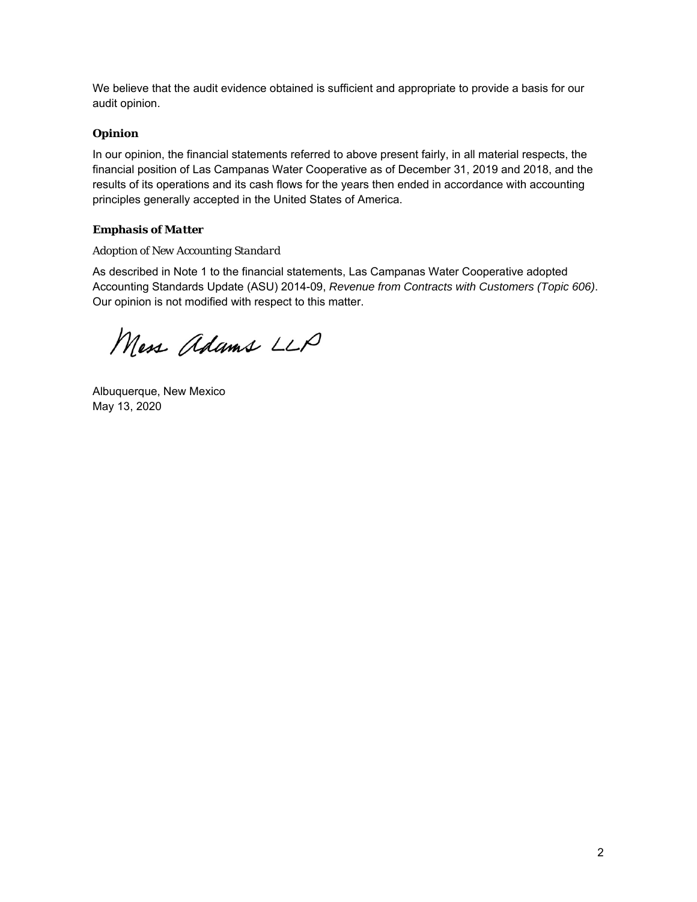We believe that the audit evidence obtained is sufficient and appropriate to provide a basis for our audit opinion.

### Opinion

In our opinion, the financial statements referred to above present fairly, in all material respects, the financial position of Las Campanas Water Cooperative as of December 31, 2019 and 2018, and the results of its operations and its cash flows for the years then ended in accordance with accounting principles generally accepted in the United States of America.

### *Emphasis of Matter*

*Adoption of New Accounting Standard*

As described in Note 1 to the financial statements, Las Campanas Water Cooperative adopted Accounting Standards Update (ASU) 2014-09, *Revenue from Contracts with Customers (Topic 606)*. Our opinion is not modified with respect to this matter.

Moss Adams LLP

Albuquerque, New Mexico
May 13, 2020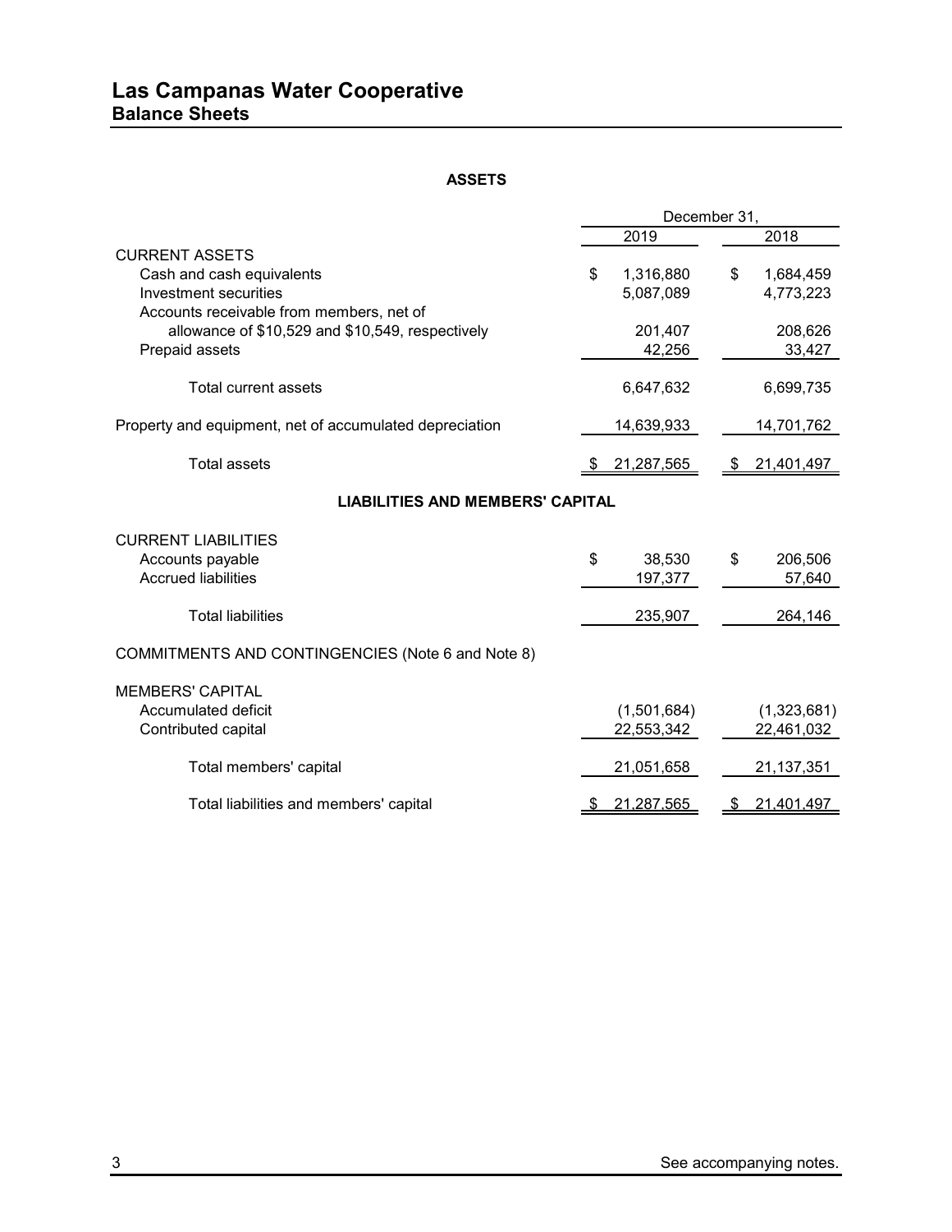# Las Campanas Water Cooperative

## Balance Sheets

### ASSETS

| | December 31, | |
|---|---|---|
| | 2019 | 2018 |
| **CURRENT ASSETS** | | |
| Cash and cash equivalents | $ 1,316,880 | $ 1,684,459 |
| Investment securities | 5,087,089 | 4,773,223 |
| Accounts receivable from members, net of allowance of $10,529 and $10,549, respectively | 201,407 | 208,626 |
| Prepaid assets | 42,256 | 33,427 |
| Total current assets | 6,647,632 | 6,699,735 |
| Property and equipment, net of accumulated depreciation | 14,639,933 | 14,701,762 |
| Total assets | $ 21,287,565 | $ 21,401,497 |

### LIABILITIES AND MEMBERS' CAPITAL

| | 2019 | 2018 |
|---|---|---|
| **CURRENT LIABILITIES** | | |
| Accounts payable | $ 38,530 | $ 206,506 |
| Accrued liabilities | 197,377 | 57,640 |
| Total liabilities | 235,907 | 264,146 |
| **COMMITMENTS AND CONTINGENCIES (Note 6 and Note 8)** | | |
| **MEMBERS' CAPITAL** | | |
| Accumulated deficit | (1,501,684) | (1,323,681) |
| Contributed capital | 22,553,342 | 22,461,032 |
| Total members' capital | 21,051,658 | 21,137,351 |
| Total liabilities and members' capital | $ 21,287,565 | $ 21,401,497 |

See accompanying notes.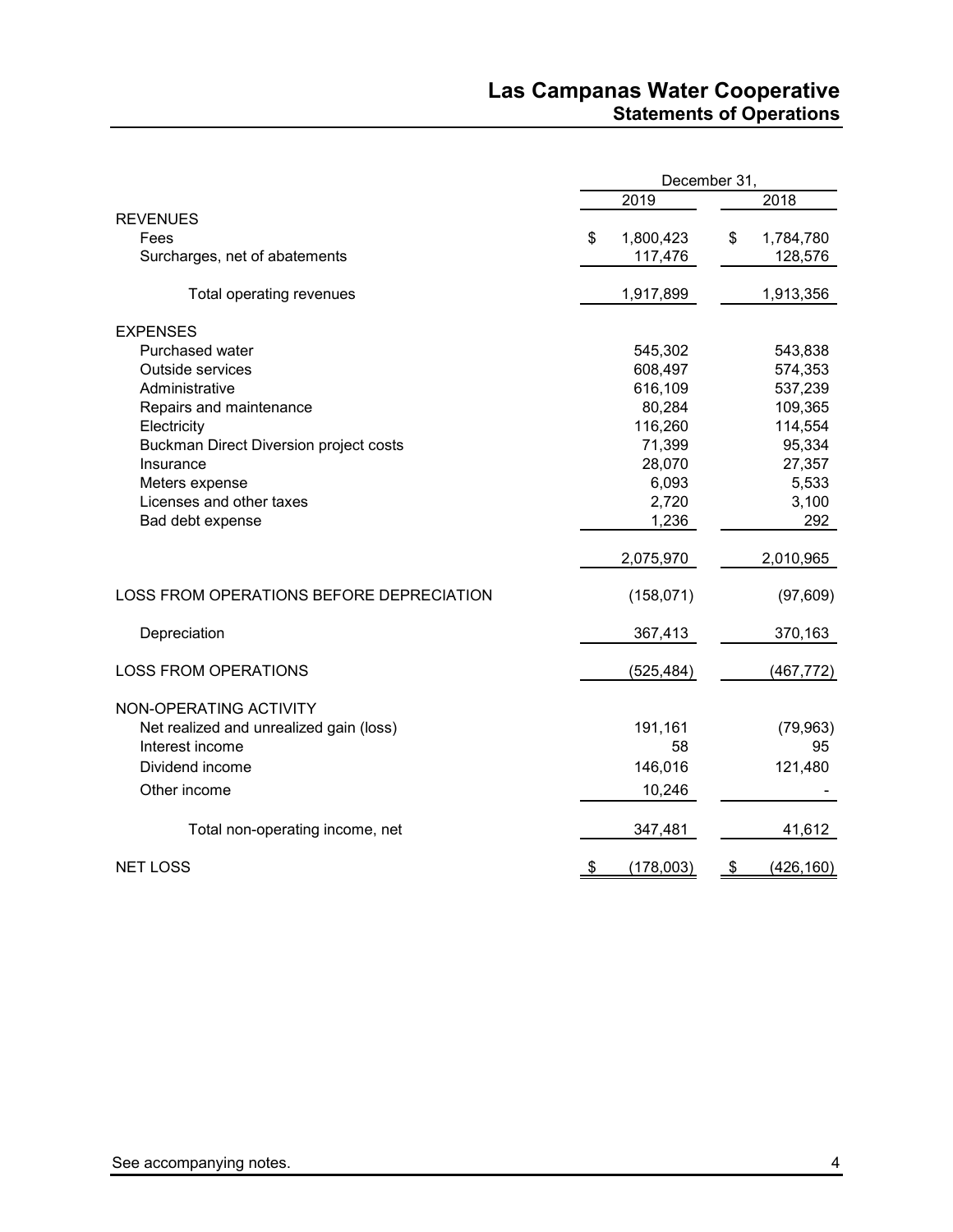# Las Campanas Water Cooperative
## Statements of Operations

| | December 31, 2019 | December 31, 2018 |
|---|---|---|
| **REVENUES** | | |
| Fees | $ 1,800,423 | $ 1,784,780 |
| Surcharges, net of abatements | 117,476 | 128,576 |
| Total operating revenues | 1,917,899 | 1,913,356 |
| **EXPENSES** | | |
| Purchased water | 545,302 | 543,838 |
| Outside services | 608,497 | 574,353 |
| Administrative | 616,109 | 537,239 |
| Repairs and maintenance | 80,284 | 109,365 |
| Electricity | 116,260 | 114,554 |
| Buckman Direct Diversion project costs | 71,399 | 95,334 |
| Insurance | 28,070 | 27,357 |
| Meters expense | 6,093 | 5,533 |
| Licenses and other taxes | 2,720 | 3,100 |
| Bad debt expense | 1,236 | 292 |
| | 2,075,970 | 2,010,965 |
| LOSS FROM OPERATIONS BEFORE DEPRECIATION | (158,071) | (97,609) |
| Depreciation | 367,413 | 370,163 |
| LOSS FROM OPERATIONS | (525,484) | (467,772) |
| **NON-OPERATING ACTIVITY** | | |
| Net realized and unrealized gain (loss) | 191,161 | (79,963) |
| Interest income | 58 | 95 |
| Dividend income | 146,016 | 121,480 |
| Other income | 10,246 | - |
| Total non-operating income, net | 347,481 | 41,612 |
| NET LOSS | $ (178,003) | $ (426,160) |

See accompanying notes.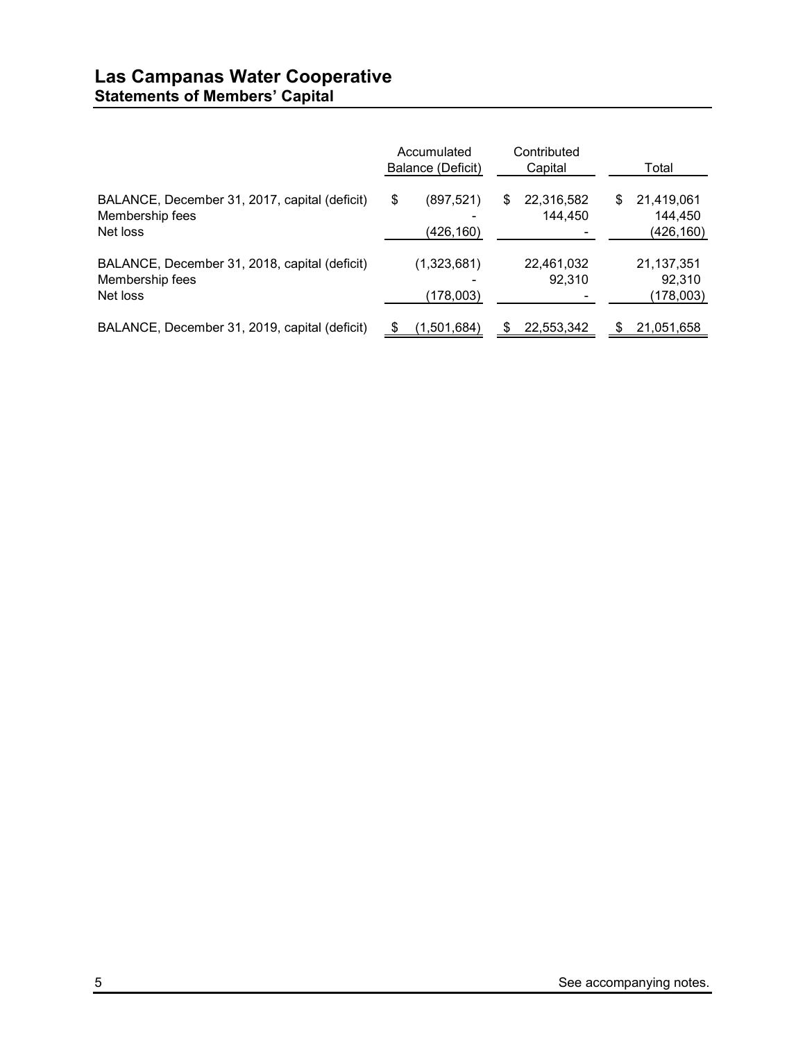# Las Campanas Water Cooperative
## Statements of Members' Capital

| | Accumulated Balance (Deficit) | Contributed Capital | Total |
|---|---|---|---|
| BALANCE, December 31, 2017, capital (deficit) | $ (897,521) | $ 22,316,582 | $ 21,419,061 |
| Membership fees | - | 144,450 | 144,450 |
| Net loss | (426,160) | - | (426,160) |
| BALANCE, December 31, 2018, capital (deficit) | (1,323,681) | 22,461,032 | 21,137,351 |
| Membership fees | - | 92,310 | 92,310 |
| Net loss | (178,003) | - | (178,003) |
| BALANCE, December 31, 2019, capital (deficit) | $ (1,501,684) | $ 22,553,342 | $ 21,051,658 |

See accompanying notes.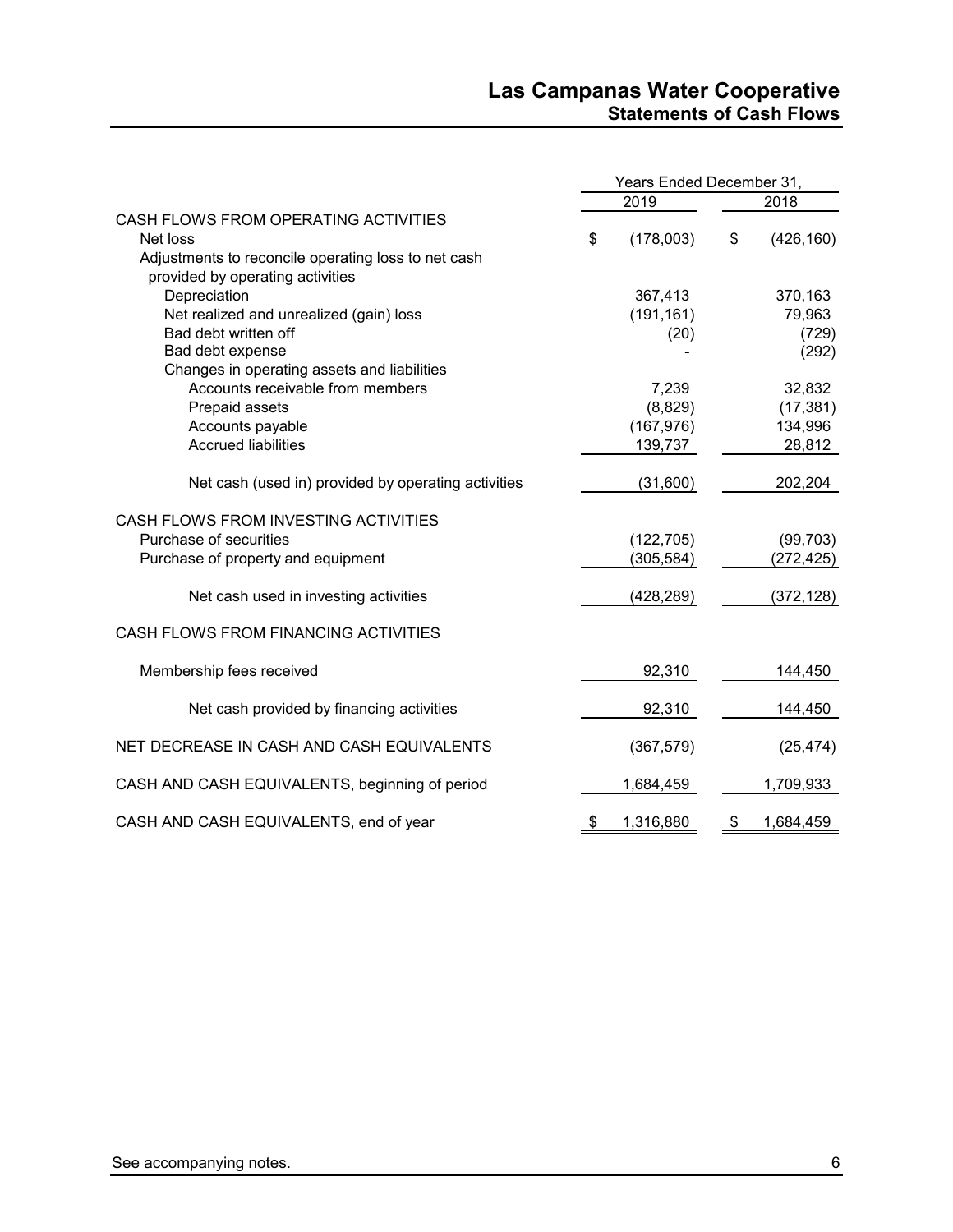# Las Campanas Water Cooperative
## Statements of Cash Flows

| | Years Ended December 31, | |
|---|---|---|
| | 2019 | 2018 |
| CASH FLOWS FROM OPERATING ACTIVITIES | | |
| Net loss | $ (178,003) | $ (426,160) |
| Adjustments to reconcile operating loss to net cash provided by operating activities | | |
| Depreciation | 367,413 | 370,163 |
| Net realized and unrealized (gain) loss | (191,161) | 79,963 |
| Bad debt written off | (20) | (729) |
| Bad debt expense | - | (292) |
| Changes in operating assets and liabilities | | |
| Accounts receivable from members | 7,239 | 32,832 |
| Prepaid assets | (8,829) | (17,381) |
| Accounts payable | (167,976) | 134,996 |
| Accrued liabilities | 139,737 | 28,812 |
| Net cash (used in) provided by operating activities | (31,600) | 202,204 |
| CASH FLOWS FROM INVESTING ACTIVITIES | | |
| Purchase of securities | (122,705) | (99,703) |
| Purchase of property and equipment | (305,584) | (272,425) |
| Net cash used in investing activities | (428,289) | (372,128) |
| CASH FLOWS FROM FINANCING ACTIVITIES | | |
| Membership fees received | 92,310 | 144,450 |
| Net cash provided by financing activities | 92,310 | 144,450 |
| NET DECREASE IN CASH AND CASH EQUIVALENTS | (367,579) | (25,474) |
| CASH AND CASH EQUIVALENTS, beginning of period | 1,684,459 | 1,709,933 |
| CASH AND CASH EQUIVALENTS, end of year | $ 1,316,880 | $ 1,684,459 |

See accompanying notes.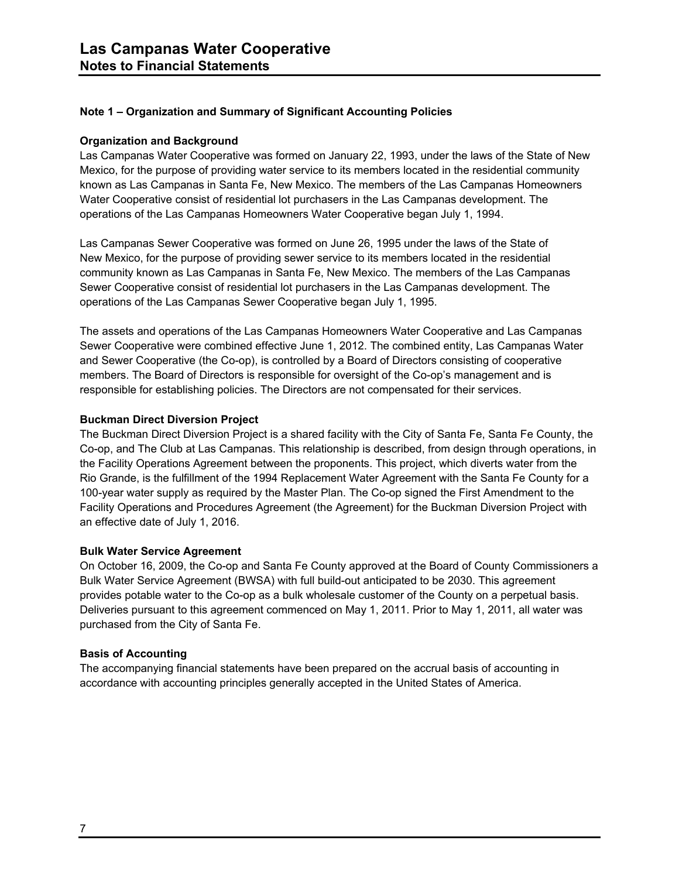# Las Campanas Water Cooperative
## Notes to Financial Statements

### Note 1 – Organization and Summary of Significant Accounting Policies

**Organization and Background**

Las Campanas Water Cooperative was formed on January 22, 1993, under the laws of the State of New Mexico, for the purpose of providing water service to its members located in the residential community known as Las Campanas in Santa Fe, New Mexico. The members of the Las Campanas Homeowners Water Cooperative consist of residential lot purchasers in the Las Campanas development. The operations of the Las Campanas Homeowners Water Cooperative began July 1, 1994.

Las Campanas Sewer Cooperative was formed on June 26, 1995 under the laws of the State of New Mexico, for the purpose of providing sewer service to its members located in the residential community known as Las Campanas in Santa Fe, New Mexico. The members of the Las Campanas Sewer Cooperative consist of residential lot purchasers in the Las Campanas development. The operations of the Las Campanas Sewer Cooperative began July 1, 1995.

The assets and operations of the Las Campanas Homeowners Water Cooperative and Las Campanas Sewer Cooperative were combined effective June 1, 2012. The combined entity, Las Campanas Water and Sewer Cooperative (the Co-op), is controlled by a Board of Directors consisting of cooperative members. The Board of Directors is responsible for oversight of the Co-op's management and is responsible for establishing policies. The Directors are not compensated for their services.

**Buckman Direct Diversion Project**

The Buckman Direct Diversion Project is a shared facility with the City of Santa Fe, Santa Fe County, the Co-op, and The Club at Las Campanas. This relationship is described, from design through operations, in the Facility Operations Agreement between the proponents. This project, which diverts water from the Rio Grande, is the fulfillment of the 1994 Replacement Water Agreement with the Santa Fe County for a 100-year water supply as required by the Master Plan. The Co-op signed the First Amendment to the Facility Operations and Procedures Agreement (the Agreement) for the Buckman Diversion Project with an effective date of July 1, 2016.

**Bulk Water Service Agreement**

On October 16, 2009, the Co-op and Santa Fe County approved at the Board of County Commissioners a Bulk Water Service Agreement (BWSA) with full build-out anticipated to be 2030. This agreement provides potable water to the Co-op as a bulk wholesale customer of the County on a perpetual basis. Deliveries pursuant to this agreement commenced on May 1, 2011. Prior to May 1, 2011, all water was purchased from the City of Santa Fe.

**Basis of Accounting**

The accompanying financial statements have been prepared on the accrual basis of accounting in accordance with accounting principles generally accepted in the United States of America.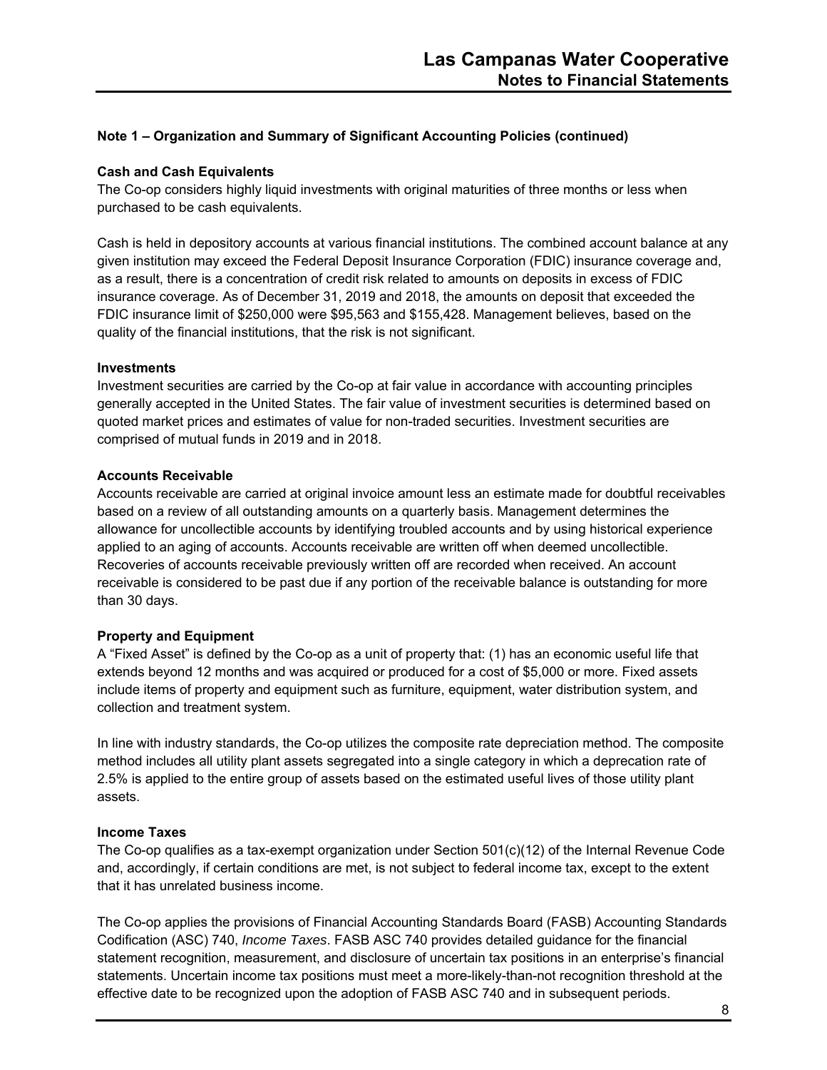### Note 1 – Organization and Summary of Significant Accounting Policies (continued)

**Cash and Cash Equivalents**

The Co-op considers highly liquid investments with original maturities of three months or less when purchased to be cash equivalents.

Cash is held in depository accounts at various financial institutions. The combined account balance at any given institution may exceed the Federal Deposit Insurance Corporation (FDIC) insurance coverage and, as a result, there is a concentration of credit risk related to amounts on deposits in excess of FDIC insurance coverage. As of December 31, 2019 and 2018, the amounts on deposit that exceeded the FDIC insurance limit of $250,000 were $95,563 and $155,428. Management believes, based on the quality of the financial institutions, that the risk is not significant.

**Investments**

Investment securities are carried by the Co-op at fair value in accordance with accounting principles generally accepted in the United States. The fair value of investment securities is determined based on quoted market prices and estimates of value for non-traded securities. Investment securities are comprised of mutual funds in 2019 and in 2018.

**Accounts Receivable**

Accounts receivable are carried at original invoice amount less an estimate made for doubtful receivables based on a review of all outstanding amounts on a quarterly basis. Management determines the allowance for uncollectible accounts by identifying troubled accounts and by using historical experience applied to an aging of accounts. Accounts receivable are written off when deemed uncollectible. Recoveries of accounts receivable previously written off are recorded when received. An account receivable is considered to be past due if any portion of the receivable balance is outstanding for more than 30 days.

**Property and Equipment**

A "Fixed Asset" is defined by the Co-op as a unit of property that: (1) has an economic useful life that extends beyond 12 months and was acquired or produced for a cost of $5,000 or more. Fixed assets include items of property and equipment such as furniture, equipment, water distribution system, and collection and treatment system.

In line with industry standards, the Co-op utilizes the composite rate depreciation method. The composite method includes all utility plant assets segregated into a single category in which a deprecation rate of 2.5% is applied to the entire group of assets based on the estimated useful lives of those utility plant assets.

**Income Taxes**

The Co-op qualifies as a tax-exempt organization under Section 501(c)(12) of the Internal Revenue Code and, accordingly, if certain conditions are met, is not subject to federal income tax, except to the extent that it has unrelated business income.

The Co-op applies the provisions of Financial Accounting Standards Board (FASB) Accounting Standards Codification (ASC) 740, *Income Taxes*. FASB ASC 740 provides detailed guidance for the financial statement recognition, measurement, and disclosure of uncertain tax positions in an enterprise's financial statements. Uncertain income tax positions must meet a more-likely-than-not recognition threshold at the effective date to be recognized upon the adoption of FASB ASC 740 and in subsequent periods.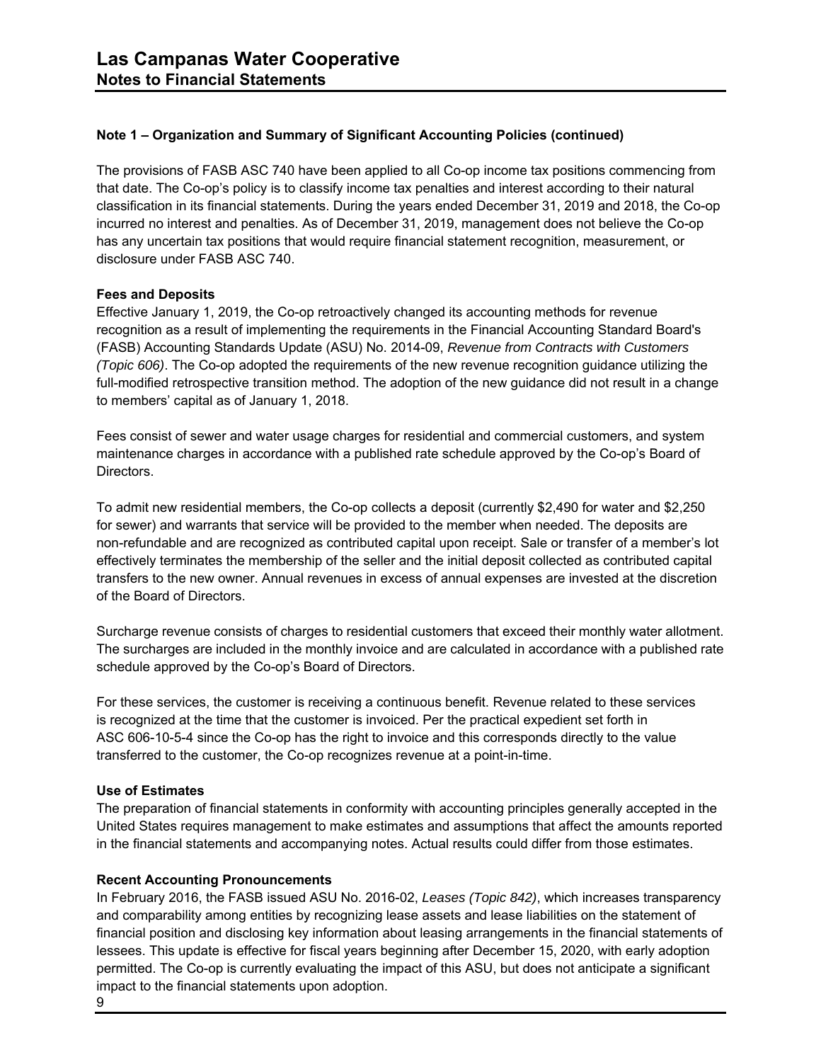### Note 1 – Organization and Summary of Significant Accounting Policies (continued)

The provisions of FASB ASC 740 have been applied to all Co-op income tax positions commencing from that date. The Co-op's policy is to classify income tax penalties and interest according to their natural classification in its financial statements. During the years ended December 31, 2019 and 2018, the Co-op incurred no interest and penalties. As of December 31, 2019, management does not believe the Co-op has any uncertain tax positions that would require financial statement recognition, measurement, or disclosure under FASB ASC 740.

**Fees and Deposits**

Effective January 1, 2019, the Co-op retroactively changed its accounting methods for revenue recognition as a result of implementing the requirements in the Financial Accounting Standard Board's (FASB) Accounting Standards Update (ASU) No. 2014-09, *Revenue from Contracts with Customers (Topic 606)*. The Co-op adopted the requirements of the new revenue recognition guidance utilizing the full-modified retrospective transition method. The adoption of the new guidance did not result in a change to members' capital as of January 1, 2018.

Fees consist of sewer and water usage charges for residential and commercial customers, and system maintenance charges in accordance with a published rate schedule approved by the Co-op's Board of Directors.

To admit new residential members, the Co-op collects a deposit (currently $2,490 for water and $2,250 for sewer) and warrants that service will be provided to the member when needed. The deposits are non-refundable and are recognized as contributed capital upon receipt. Sale or transfer of a member's lot effectively terminates the membership of the seller and the initial deposit collected as contributed capital transfers to the new owner. Annual revenues in excess of annual expenses are invested at the discretion of the Board of Directors.

Surcharge revenue consists of charges to residential customers that exceed their monthly water allotment. The surcharges are included in the monthly invoice and are calculated in accordance with a published rate schedule approved by the Co-op's Board of Directors.

For these services, the customer is receiving a continuous benefit. Revenue related to these services is recognized at the time that the customer is invoiced. Per the practical expedient set forth in ASC 606-10-5-4 since the Co-op has the right to invoice and this corresponds directly to the value transferred to the customer, the Co-op recognizes revenue at a point-in-time.

**Use of Estimates**

The preparation of financial statements in conformity with accounting principles generally accepted in the United States requires management to make estimates and assumptions that affect the amounts reported in the financial statements and accompanying notes. Actual results could differ from those estimates.

**Recent Accounting Pronouncements**

In February 2016, the FASB issued ASU No. 2016-02, *Leases (Topic 842)*, which increases transparency and comparability among entities by recognizing lease assets and lease liabilities on the statement of financial position and disclosing key information about leasing arrangements in the financial statements of lessees. This update is effective for fiscal years beginning after December 15, 2020, with early adoption permitted. The Co-op is currently evaluating the impact of this ASU, but does not anticipate a significant impact to the financial statements upon adoption.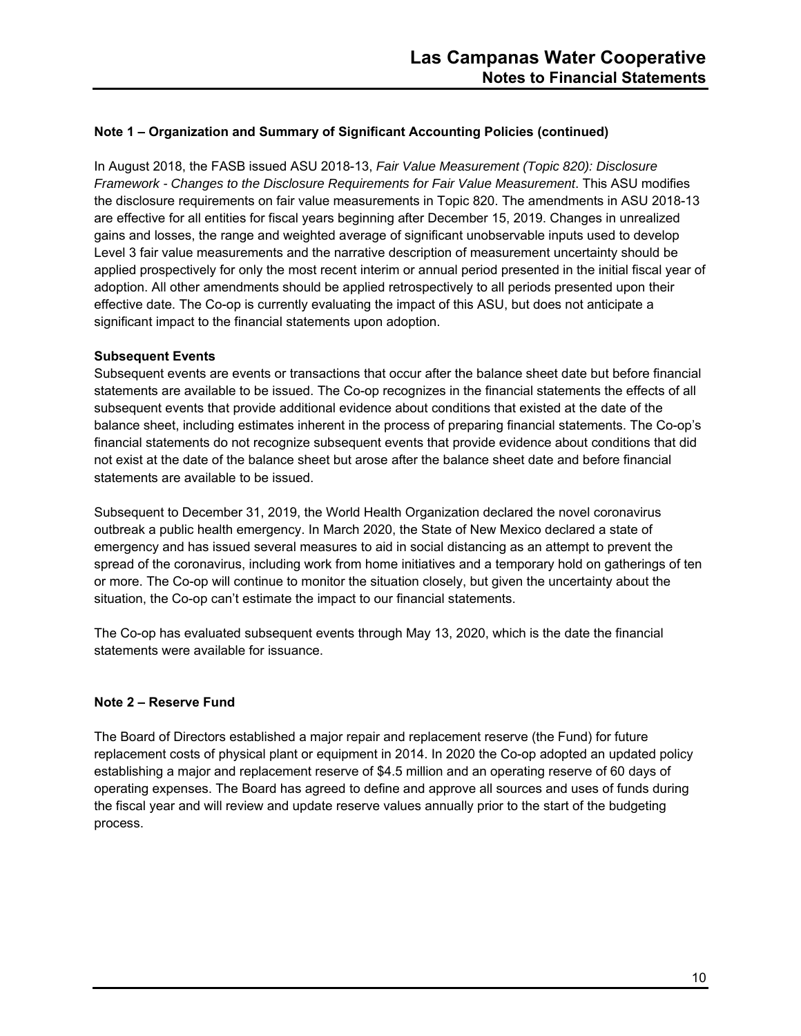### Note 1 – Organization and Summary of Significant Accounting Policies (continued)

In August 2018, the FASB issued ASU 2018-13, *Fair Value Measurement (Topic 820): Disclosure Framework - Changes to the Disclosure Requirements for Fair Value Measurement*. This ASU modifies the disclosure requirements on fair value measurements in Topic 820. The amendments in ASU 2018-13 are effective for all entities for fiscal years beginning after December 15, 2019. Changes in unrealized gains and losses, the range and weighted average of significant unobservable inputs used to develop Level 3 fair value measurements and the narrative description of measurement uncertainty should be applied prospectively for only the most recent interim or annual period presented in the initial fiscal year of adoption. All other amendments should be applied retrospectively to all periods presented upon their effective date. The Co-op is currently evaluating the impact of this ASU, but does not anticipate a significant impact to the financial statements upon adoption.

**Subsequent Events**

Subsequent events are events or transactions that occur after the balance sheet date but before financial statements are available to be issued. The Co-op recognizes in the financial statements the effects of all subsequent events that provide additional evidence about conditions that existed at the date of the balance sheet, including estimates inherent in the process of preparing financial statements. The Co-op's financial statements do not recognize subsequent events that provide evidence about conditions that did not exist at the date of the balance sheet but arose after the balance sheet date and before financial statements are available to be issued.

Subsequent to December 31, 2019, the World Health Organization declared the novel coronavirus outbreak a public health emergency. In March 2020, the State of New Mexico declared a state of emergency and has issued several measures to aid in social distancing as an attempt to prevent the spread of the coronavirus, including work from home initiatives and a temporary hold on gatherings of ten or more. The Co-op will continue to monitor the situation closely, but given the uncertainty about the situation, the Co-op can't estimate the impact to our financial statements.

The Co-op has evaluated subsequent events through May 13, 2020, which is the date the financial statements were available for issuance.

### Note 2 – Reserve Fund

The Board of Directors established a major repair and replacement reserve (the Fund) for future replacement costs of physical plant or equipment in 2014. In 2020 the Co-op adopted an updated policy establishing a major and replacement reserve of $4.5 million and an operating reserve of 60 days of operating expenses. The Board has agreed to define and approve all sources and uses of funds during the fiscal year and will review and update reserve values annually prior to the start of the budgeting process.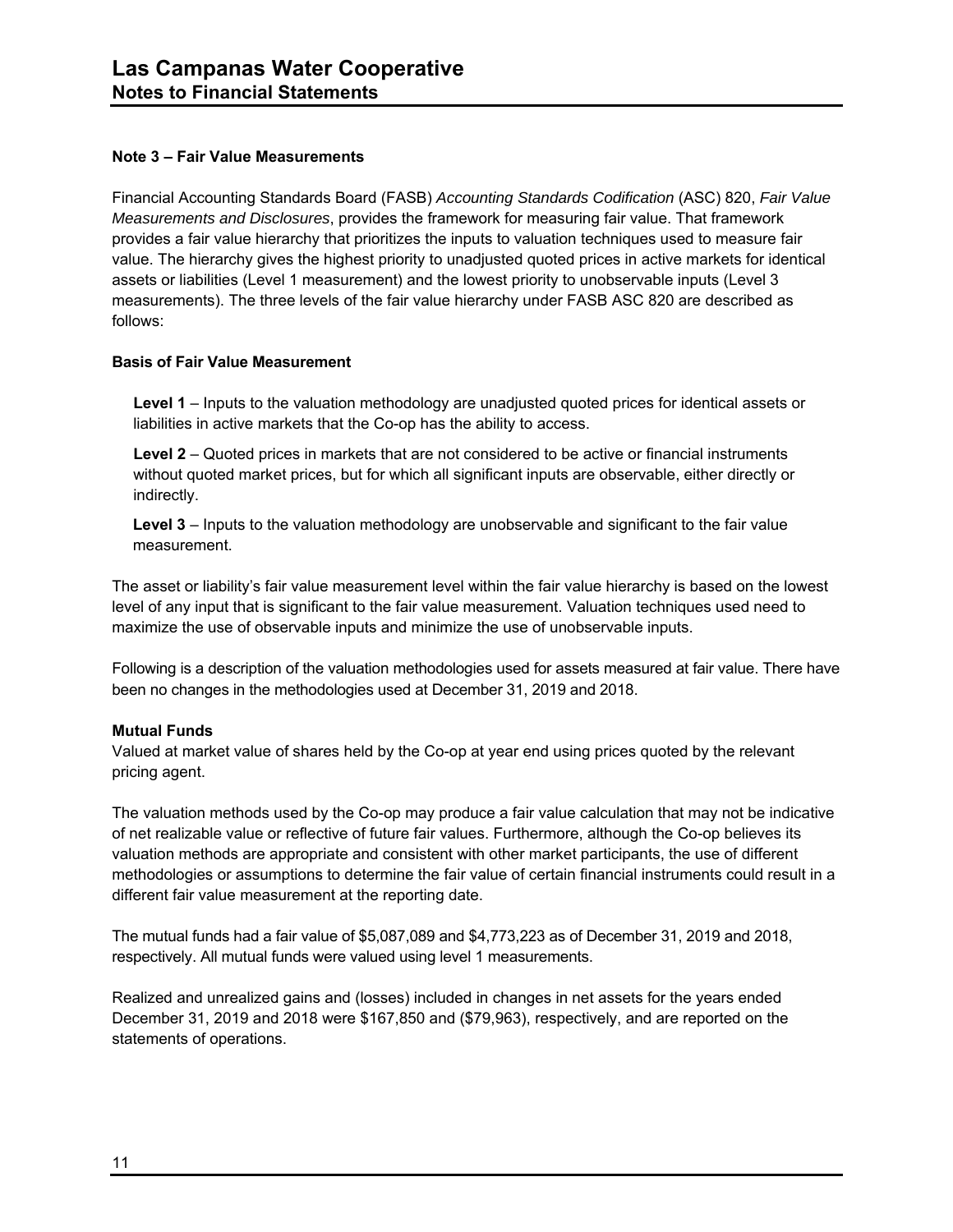# Las Campanas Water Cooperative
## Notes to Financial Statements

### Note 3 – Fair Value Measurements

Financial Accounting Standards Board (FASB) *Accounting Standards Codification* (ASC) 820, *Fair Value Measurements and Disclosures*, provides the framework for measuring fair value. That framework provides a fair value hierarchy that prioritizes the inputs to valuation techniques used to measure fair value. The hierarchy gives the highest priority to unadjusted quoted prices in active markets for identical assets or liabilities (Level 1 measurement) and the lowest priority to unobservable inputs (Level 3 measurements). The three levels of the fair value hierarchy under FASB ASC 820 are described as follows:

**Basis of Fair Value Measurement**

**Level 1** – Inputs to the valuation methodology are unadjusted quoted prices for identical assets or liabilities in active markets that the Co-op has the ability to access.

**Level 2** – Quoted prices in markets that are not considered to be active or financial instruments without quoted market prices, but for which all significant inputs are observable, either directly or indirectly.

**Level 3** – Inputs to the valuation methodology are unobservable and significant to the fair value measurement.

The asset or liability's fair value measurement level within the fair value hierarchy is based on the lowest level of any input that is significant to the fair value measurement. Valuation techniques used need to maximize the use of observable inputs and minimize the use of unobservable inputs.

Following is a description of the valuation methodologies used for assets measured at fair value. There have been no changes in the methodologies used at December 31, 2019 and 2018.

**Mutual Funds**
Valued at market value of shares held by the Co-op at year end using prices quoted by the relevant pricing agent.

The valuation methods used by the Co-op may produce a fair value calculation that may not be indicative of net realizable value or reflective of future fair values. Furthermore, although the Co-op believes its valuation methods are appropriate and consistent with other market participants, the use of different methodologies or assumptions to determine the fair value of certain financial instruments could result in a different fair value measurement at the reporting date.

The mutual funds had a fair value of $5,087,089 and $4,773,223 as of December 31, 2019 and 2018, respectively. All mutual funds were valued using level 1 measurements.

Realized and unrealized gains and (losses) included in changes in net assets for the years ended December 31, 2019 and 2018 were $167,850 and ($79,963), respectively, and are reported on the statements of operations.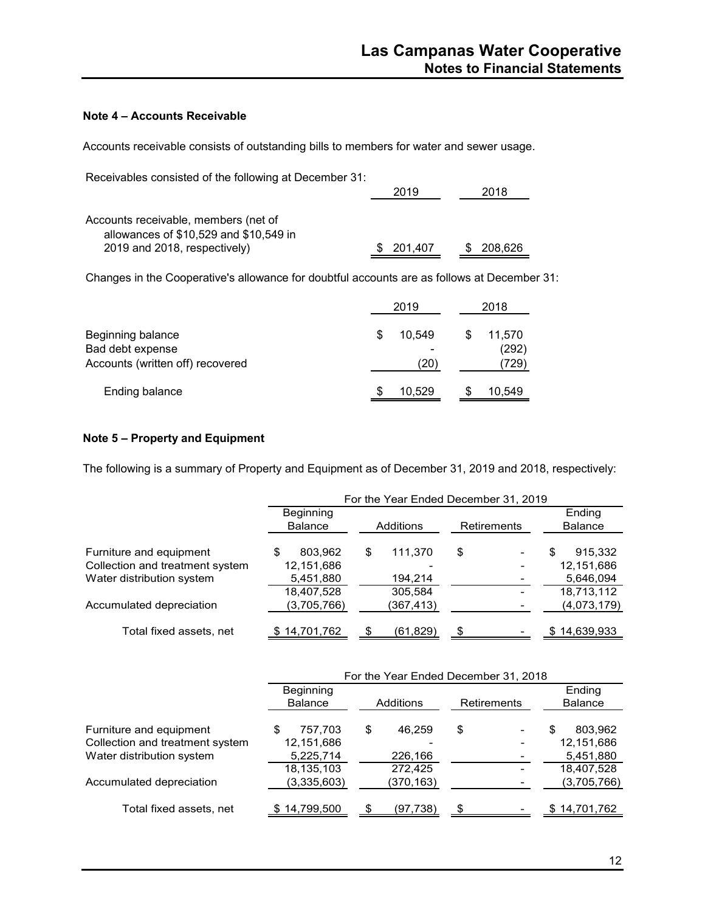### Note 4 – Accounts Receivable

Accounts receivable consists of outstanding bills to members for water and sewer usage.

Receivables consisted of the following at December 31:

| | 2019 | 2018 |
|---|---|---|
| Accounts receivable, members (net of allowances of \$10,529 and \$10,549 in 2019 and 2018, respectively) | \$ 201,407 | \$ 208,626 |

Changes in the Cooperative's allowance for doubtful accounts are as follows at December 31:

| | 2019 | 2018 |
|---|---|---|
| Beginning balance | \$ 10,549 | \$ 11,570 |
| Bad debt expense | - | (292) |
| Accounts (written off) recovered | (20) | (729) |
| Ending balance | \$ 10,529 | \$ 10,549 |

### Note 5 – Property and Equipment

The following is a summary of Property and Equipment as of December 31, 2019 and 2018, respectively:

| | For the Year Ended December 31, 2019 | | | |
|---|---|---|---|---|
| | Beginning Balance | Additions | Retirements | Ending Balance |
| Furniture and equipment | \$ 803,962 | \$ 111,370 | \$ - | \$ 915,332 |
| Collection and treatment system | 12,151,686 | - | - | 12,151,686 |
| Water distribution system | 5,451,880 | 194,214 | - | 5,646,094 |
| | 18,407,528 | 305,584 | - | 18,713,112 |
| Accumulated depreciation | (3,705,766) | (367,413) | - | (4,073,179) |
| Total fixed assets, net | \$ 14,701,762 | \$ (61,829) | \$ - | \$ 14,639,933 |

| | For the Year Ended December 31, 2018 | | | |
|---|---|---|---|---|
| | Beginning Balance | Additions | Retirements | Ending Balance |
| Furniture and equipment | \$ 757,703 | \$ 46,259 | \$ - | \$ 803,962 |
| Collection and treatment system | 12,151,686 | - | - | 12,151,686 |
| Water distribution system | 5,225,714 | 226,166 | - | 5,451,880 |
| | 18,135,103 | 272,425 | - | 18,407,528 |
| Accumulated depreciation | (3,335,603) | (370,163) | - | (3,705,766) |
| Total fixed assets, net | \$ 14,799,500 | \$ (97,738) | \$ - | \$ 14,701,762 |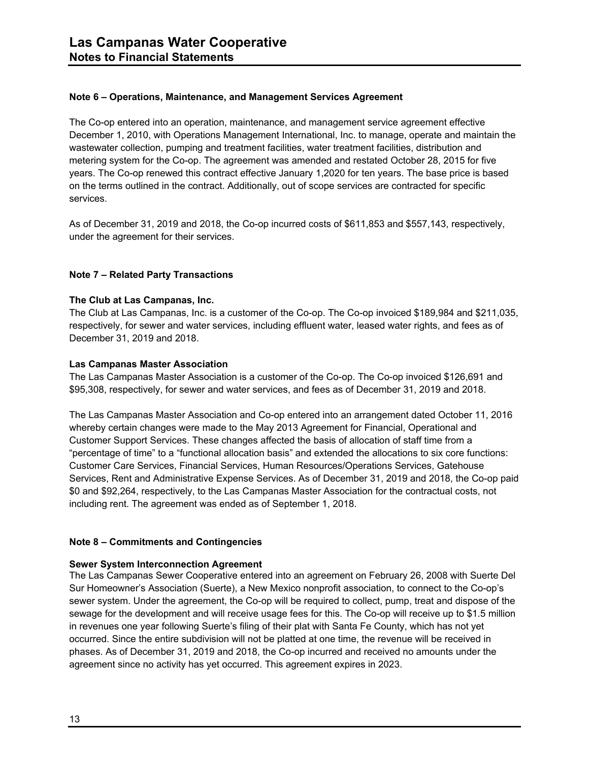## Note 6 – Operations, Maintenance, and Management Services Agreement

The Co-op entered into an operation, maintenance, and management service agreement effective December 1, 2010, with Operations Management International, Inc. to manage, operate and maintain the wastewater collection, pumping and treatment facilities, water treatment facilities, distribution and metering system for the Co-op. The agreement was amended and restated October 28, 2015 for five years. The Co-op renewed this contract effective January 1,2020 for ten years. The base price is based on the terms outlined in the contract. Additionally, out of scope services are contracted for specific services.

As of December 31, 2019 and 2018, the Co-op incurred costs of $611,853 and $557,143, respectively, under the agreement for their services.

## Note 7 – Related Party Transactions

### The Club at Las Campanas, Inc.

The Club at Las Campanas, Inc. is a customer of the Co-op. The Co-op invoiced $189,984 and $211,035, respectively, for sewer and water services, including effluent water, leased water rights, and fees as of December 31, 2019 and 2018.

### Las Campanas Master Association

The Las Campanas Master Association is a customer of the Co-op. The Co-op invoiced $126,691 and $95,308, respectively, for sewer and water services, and fees as of December 31, 2019 and 2018.

The Las Campanas Master Association and Co-op entered into an arrangement dated October 11, 2016 whereby certain changes were made to the May 2013 Agreement for Financial, Operational and Customer Support Services. These changes affected the basis of allocation of staff time from a "percentage of time" to a "functional allocation basis" and extended the allocations to six core functions: Customer Care Services, Financial Services, Human Resources/Operations Services, Gatehouse Services, Rent and Administrative Expense Services. As of December 31, 2019 and 2018, the Co-op paid $0 and $92,264, respectively, to the Las Campanas Master Association for the contractual costs, not including rent. The agreement was ended as of September 1, 2018.

## Note 8 – Commitments and Contingencies

### Sewer System Interconnection Agreement

The Las Campanas Sewer Cooperative entered into an agreement on February 26, 2008 with Suerte Del Sur Homeowner's Association (Suerte), a New Mexico nonprofit association, to connect to the Co-op's sewer system. Under the agreement, the Co-op will be required to collect, pump, treat and dispose of the sewage for the development and will receive usage fees for this. The Co-op will receive up to $1.5 million in revenues one year following Suerte's filing of their plat with Santa Fe County, which has not yet occurred. Since the entire subdivision will not be platted at one time, the revenue will be received in phases. As of December 31, 2019 and 2018, the Co-op incurred and received no amounts under the agreement since no activity has yet occurred. This agreement expires in 2023.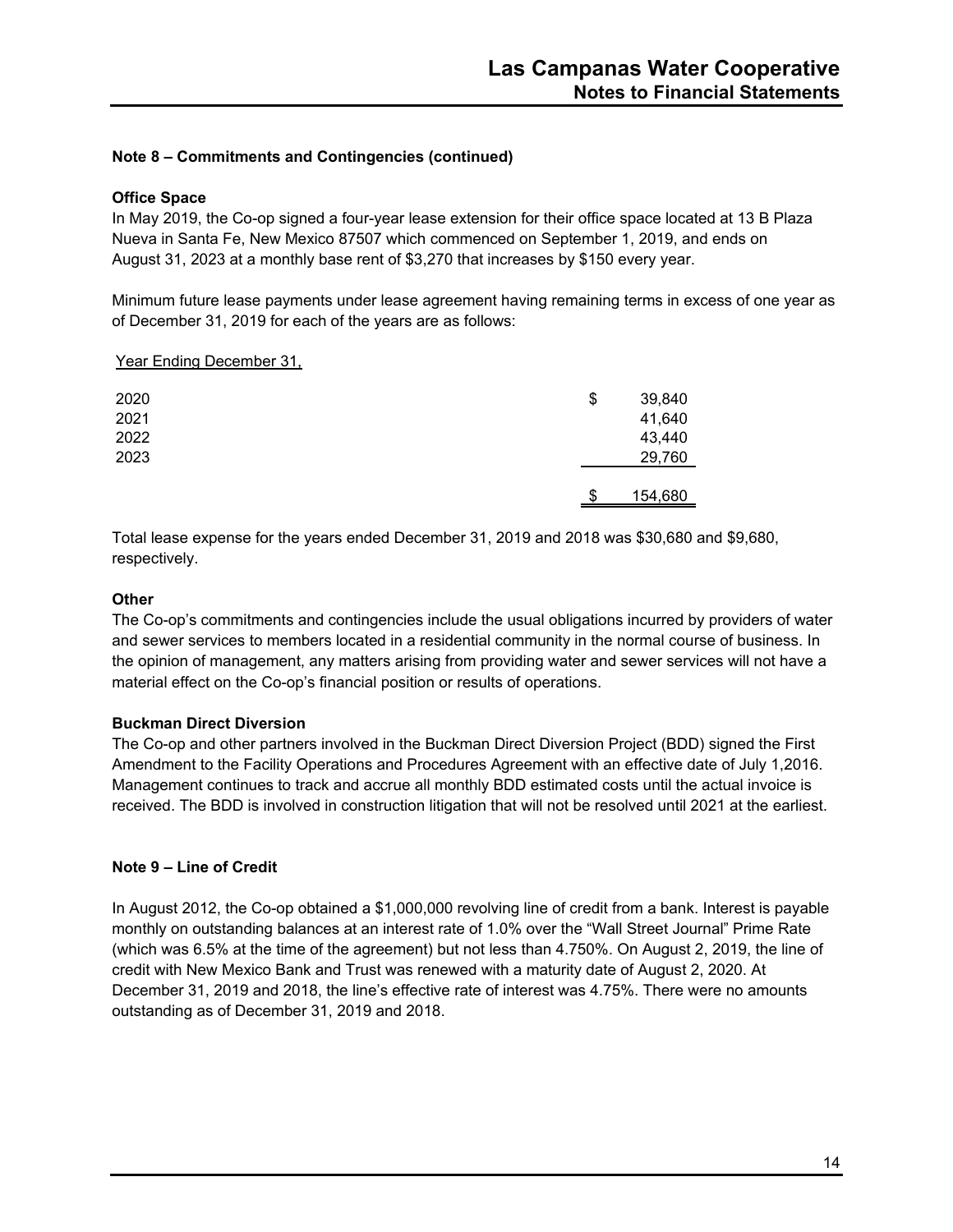### Note 8 – Commitments and Contingencies (continued)

**Office Space**

In May 2019, the Co-op signed a four-year lease extension for their office space located at 13 B Plaza Nueva in Santa Fe, New Mexico 87507 which commenced on September 1, 2019, and ends on August 31, 2023 at a monthly base rent of $3,270 that increases by $150 every year.

Minimum future lease payments under lease agreement having remaining terms in excess of one year as of December 31, 2019 for each of the years are as follows:

| Year Ending December 31, | |
|---|---|
| 2020 | $ 39,840 |
| 2021 | 41,640 |
| 2022 | 43,440 |
| 2023 | 29,760 |
| | $ 154,680 |

Total lease expense for the years ended December 31, 2019 and 2018 was $30,680 and $9,680, respectively.

**Other**

The Co-op's commitments and contingencies include the usual obligations incurred by providers of water and sewer services to members located in a residential community in the normal course of business. In the opinion of management, any matters arising from providing water and sewer services will not have a material effect on the Co-op's financial position or results of operations.

**Buckman Direct Diversion**

The Co-op and other partners involved in the Buckman Direct Diversion Project (BDD) signed the First Amendment to the Facility Operations and Procedures Agreement with an effective date of July 1,2016. Management continues to track and accrue all monthly BDD estimated costs until the actual invoice is received. The BDD is involved in construction litigation that will not be resolved until 2021 at the earliest.

### Note 9 – Line of Credit

In August 2012, the Co-op obtained a $1,000,000 revolving line of credit from a bank. Interest is payable monthly on outstanding balances at an interest rate of 1.0% over the "Wall Street Journal" Prime Rate (which was 6.5% at the time of the agreement) but not less than 4.750%. On August 2, 2019, the line of credit with New Mexico Bank and Trust was renewed with a maturity date of August 2, 2020. At December 31, 2019 and 2018, the line's effective rate of interest was 4.75%. There were no amounts outstanding as of December 31, 2019 and 2018.